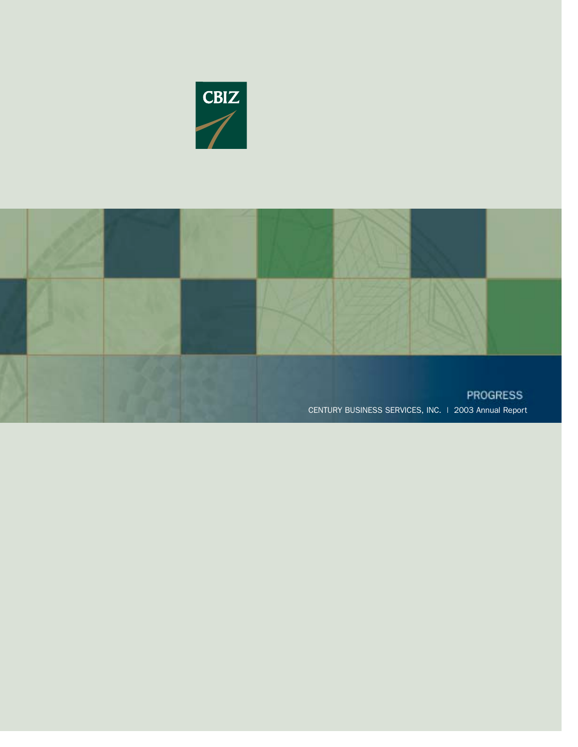CBIZ

PROGRESS

CENTURY BUSINESS SERVICES, INC. | 2003 Annual Report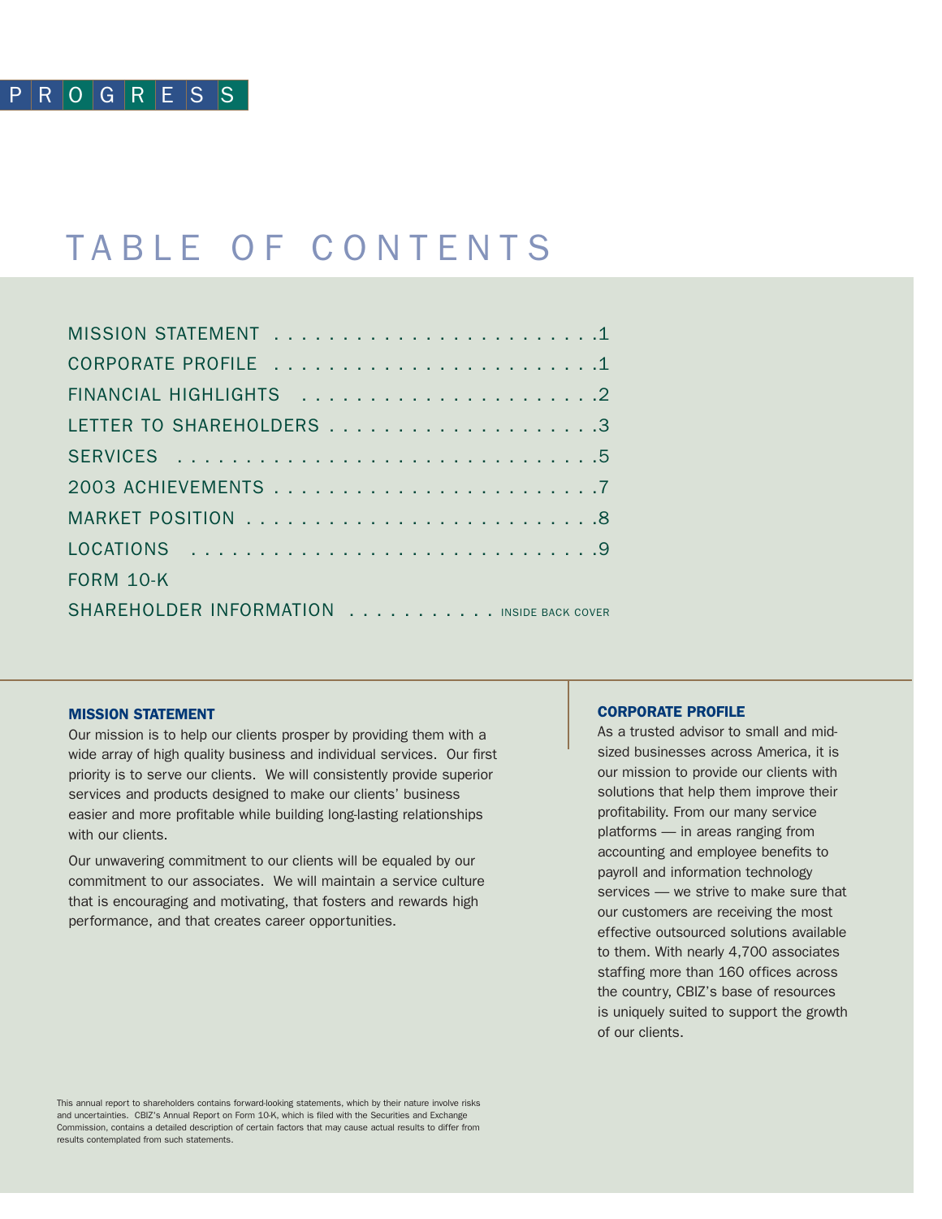PROGRESS

# TABLE OF CONTENTS

| | |
|---|---|
| MISSION STATEMENT | 1 |
| CORPORATE PROFILE | 1 |
| FINANCIAL HIGHLIGHTS | 2 |
| LETTER TO SHAREHOLDERS | 3 |
| SERVICES | 5 |
| 2003 ACHIEVEMENTS | 7 |
| MARKET POSITION | 8 |
| LOCATIONS | 9 |
| FORM 10-K | |
| SHAREHOLDER INFORMATION | INSIDE BACK COVER |

## MISSION STATEMENT

Our mission is to help our clients prosper by providing them with a wide array of high quality business and individual services. Our first priority is to serve our clients. We will consistently provide superior services and products designed to make our clients' business easier and more profitable while building long-lasting relationships with our clients.

Our unwavering commitment to our clients will be equaled by our commitment to our associates. We will maintain a service culture that is encouraging and motivating, that fosters and rewards high performance, and that creates career opportunities.

## CORPORATE PROFILE

As a trusted advisor to small and mid-sized businesses across America, it is our mission to provide our clients with solutions that help them improve their profitability. From our many service platforms — in areas ranging from accounting and employee benefits to payroll and information technology services — we strive to make sure that our customers are receiving the most effective outsourced solutions available to them. With nearly 4,700 associates staffing more than 160 offices across the country, CBIZ's base of resources is uniquely suited to support the growth of our clients.

This annual report to shareholders contains forward-looking statements, which by their nature involve risks and uncertainties. CBIZ's Annual Report on Form 10-K, which is filed with the Securities and Exchange Commission, contains a detailed description of certain factors that may cause actual results to differ from results contemplated from such statements.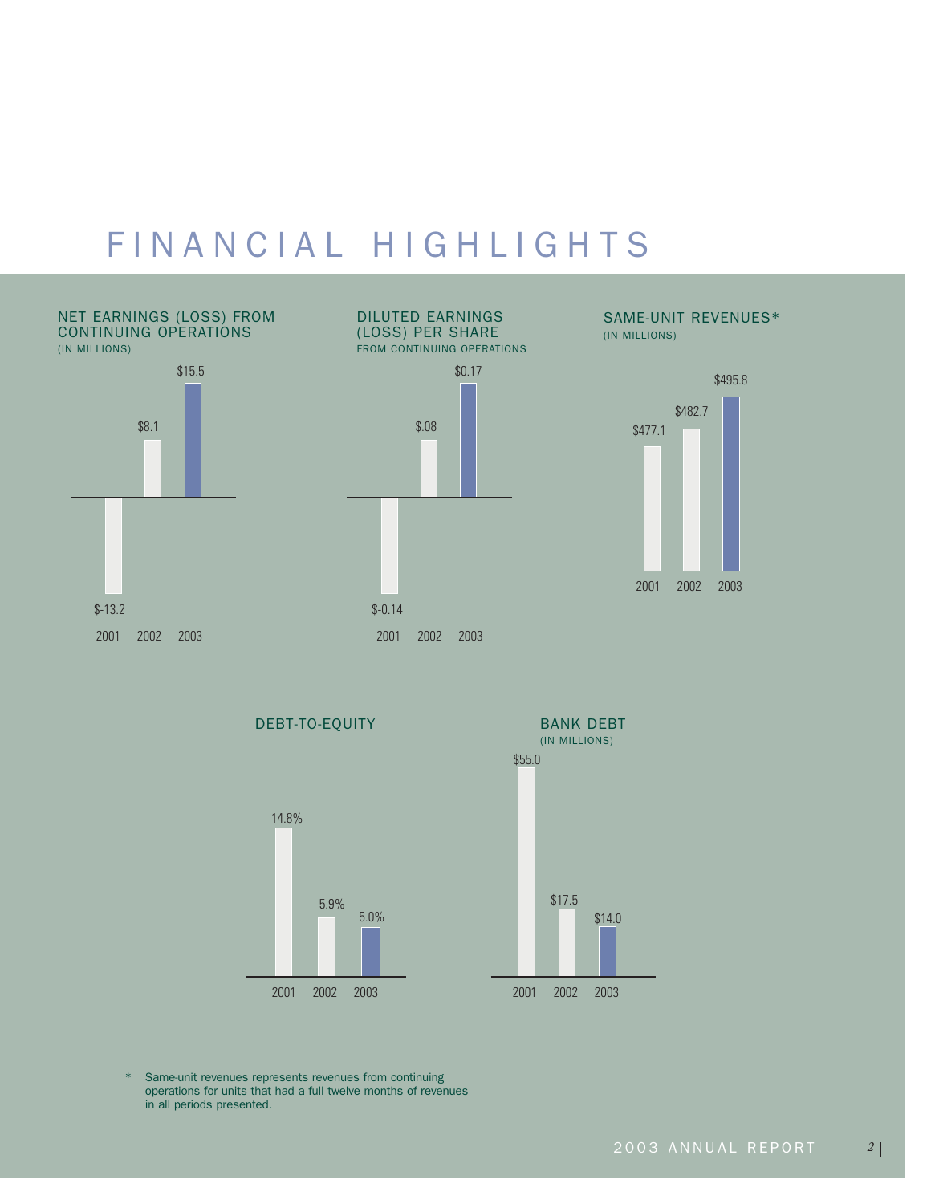# FINANCIAL HIGHLIGHTS

### NET EARNINGS (LOSS) FROM CONTINUING OPERATIONS
(IN MILLIONS)

| 2001 | 2002 | 2003 |
|---|---|---|
| $-13.2 | $8.1 | $15.5 |

### DILUTED EARNINGS (LOSS) PER SHARE
FROM CONTINUING OPERATIONS

| 2001 | 2002 | 2003 |
|---|---|---|
| $-0.14 | $.08 | $0.17 |

### SAME-UNIT REVENUES*
(IN MILLIONS)

| 2001 | 2002 | 2003 |
|---|---|---|
| $477.1 | $482.7 | $495.8 |

### DEBT-TO-EQUITY

| 2001 | 2002 | 2003 |
|---|---|---|
| 14.8% | 5.9% | 5.0% |

### BANK DEBT
(IN MILLIONS)

| 2001 | 2002 | 2003 |
|---|---|---|
| $55.0 | $17.5 | $14.0 |

\* Same-unit revenues represents revenues from continuing operations for units that had a full twelve months of revenues in all periods presented.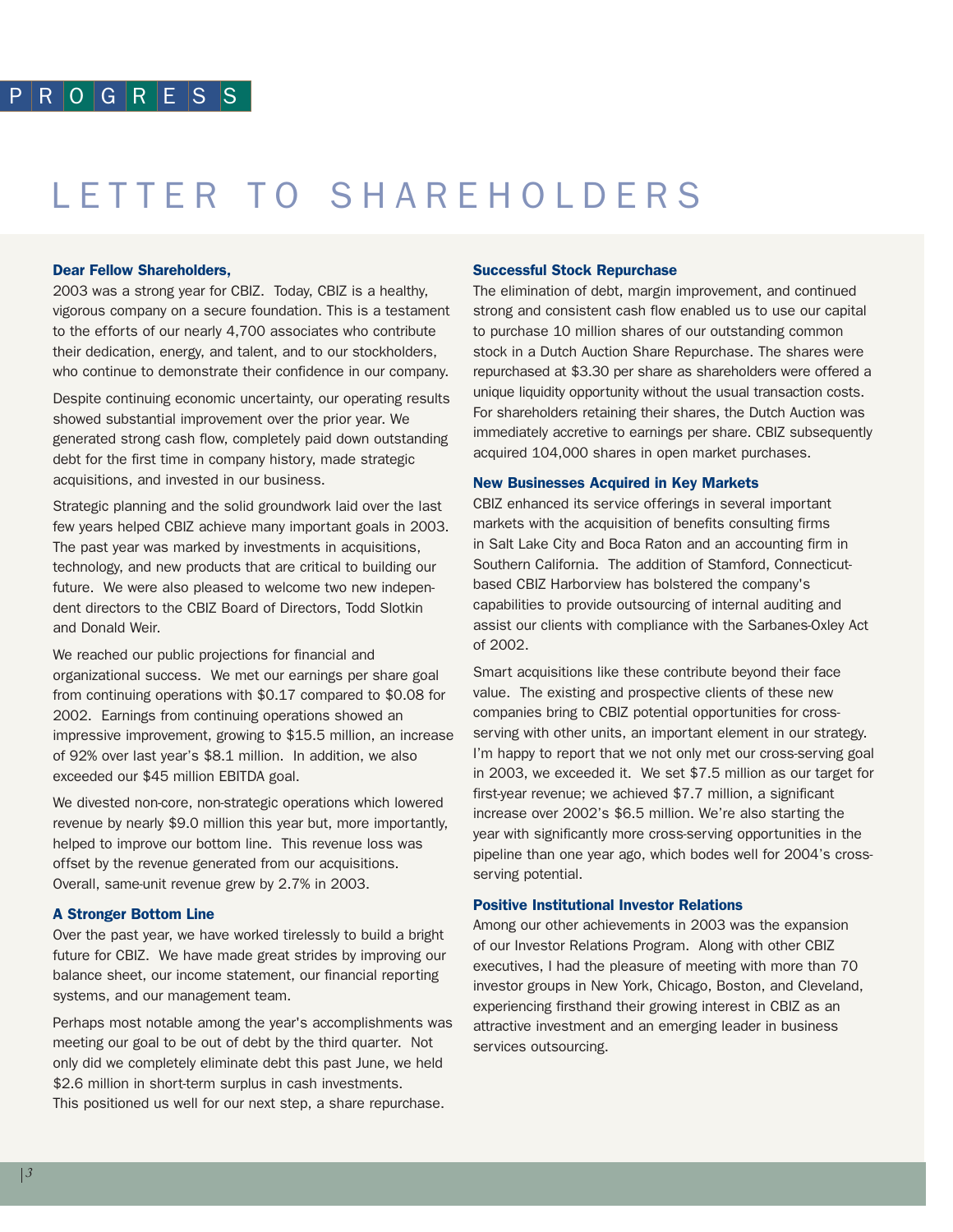PROGRESS

# LETTER TO SHAREHOLDERS

**Dear Fellow Shareholders,**

2003 was a strong year for CBIZ. Today, CBIZ is a healthy, vigorous company on a secure foundation. This is a testament to the efforts of our nearly 4,700 associates who contribute their dedication, energy, and talent, and to our stockholders, who continue to demonstrate their confidence in our company.

Despite continuing economic uncertainty, our operating results showed substantial improvement over the prior year. We generated strong cash flow, completely paid down outstanding debt for the first time in company history, made strategic acquisitions, and invested in our business.

Strategic planning and the solid groundwork laid over the last few years helped CBIZ achieve many important goals in 2003. The past year was marked by investments in acquisitions, technology, and new products that are critical to building our future. We were also pleased to welcome two new independent directors to the CBIZ Board of Directors, Todd Slotkin and Donald Weir.

We reached our public projections for financial and organizational success. We met our earnings per share goal from continuing operations with $0.17 compared to $0.08 for 2002. Earnings from continuing operations showed an impressive improvement, growing to $15.5 million, an increase of 92% over last year's $8.1 million. In addition, we also exceeded our $45 million EBITDA goal.

We divested non-core, non-strategic operations which lowered revenue by nearly $9.0 million this year but, more importantly, helped to improve our bottom line. This revenue loss was offset by the revenue generated from our acquisitions. Overall, same-unit revenue grew by 2.7% in 2003.

### A Stronger Bottom Line

Over the past year, we have worked tirelessly to build a bright future for CBIZ. We have made great strides by improving our balance sheet, our income statement, our financial reporting systems, and our management team.

Perhaps most notable among the year's accomplishments was meeting our goal to be out of debt by the third quarter. Not only did we completely eliminate debt this past June, we held $2.6 million in short-term surplus in cash investments. This positioned us well for our next step, a share repurchase.

### Successful Stock Repurchase

The elimination of debt, margin improvement, and continued strong and consistent cash flow enabled us to use our capital to purchase 10 million shares of our outstanding common stock in a Dutch Auction Share Repurchase. The shares were repurchased at $3.30 per share as shareholders were offered a unique liquidity opportunity without the usual transaction costs. For shareholders retaining their shares, the Dutch Auction was immediately accretive to earnings per share. CBIZ subsequently acquired 104,000 shares in open market purchases.

### New Businesses Acquired in Key Markets

CBIZ enhanced its service offerings in several important markets with the acquisition of benefits consulting firms in Salt Lake City and Boca Raton and an accounting firm in Southern California. The addition of Stamford, Connecticut-based CBIZ Harborview has bolstered the company's capabilities to provide outsourcing of internal auditing and assist our clients with compliance with the Sarbanes-Oxley Act of 2002.

Smart acquisitions like these contribute beyond their face value. The existing and prospective clients of these new companies bring to CBIZ potential opportunities for cross-serving with other units, an important element in our strategy. I'm happy to report that we not only met our cross-serving goal in 2003, we exceeded it. We set $7.5 million as our target for first-year revenue; we achieved $7.7 million, a significant increase over 2002's $6.5 million. We're also starting the year with significantly more cross-serving opportunities in the pipeline than one year ago, which bodes well for 2004's cross-serving potential.

### Positive Institutional Investor Relations

Among our other achievements in 2003 was the expansion of our Investor Relations Program. Along with other CBIZ executives, I had the pleasure of meeting with more than 70 investor groups in New York, Chicago, Boston, and Cleveland, experiencing firsthand their growing interest in CBIZ as an attractive investment and an emerging leader in business services outsourcing.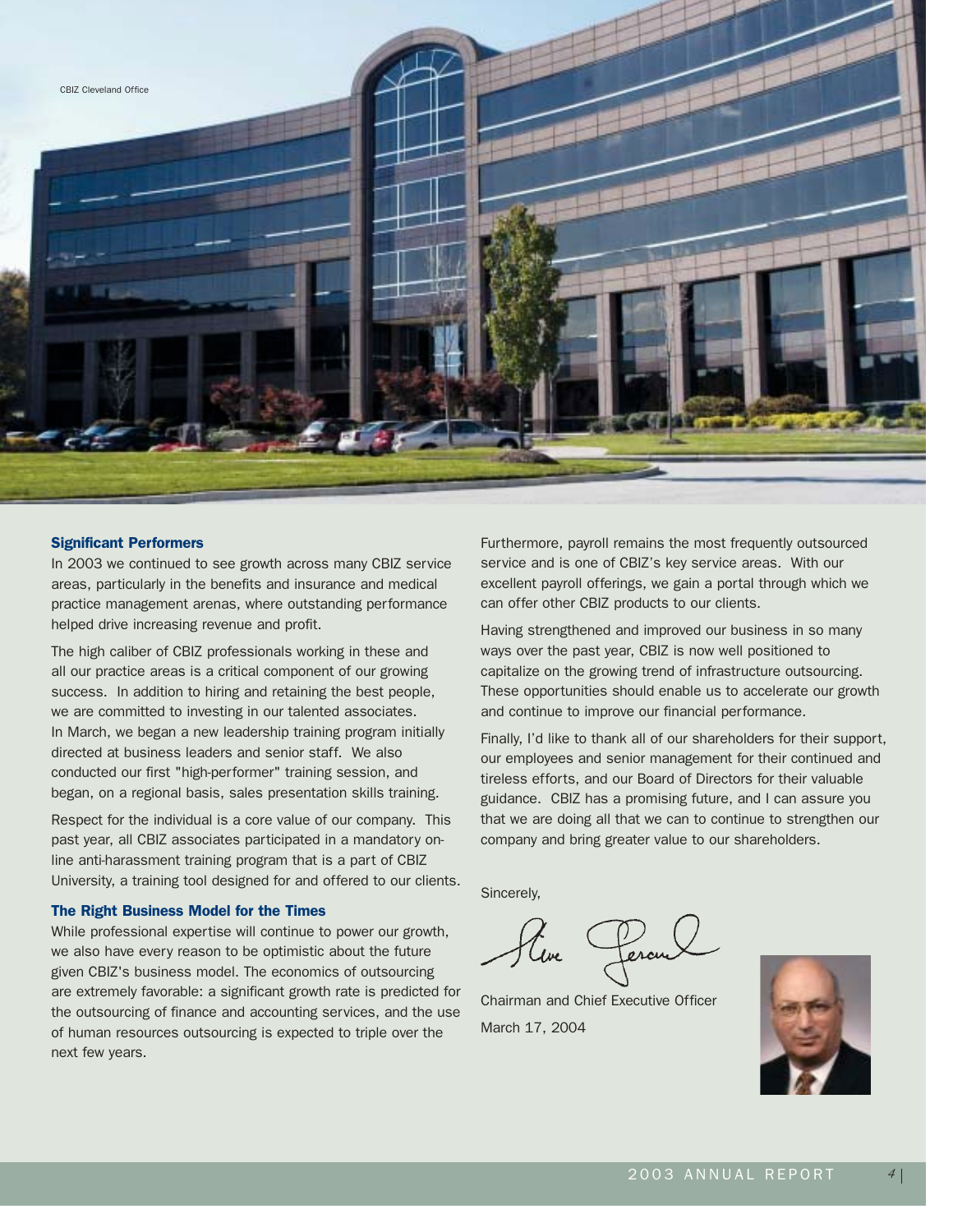CBIZ Cleveland Office

### Significant Performers

In 2003 we continued to see growth across many CBIZ service areas, particularly in the benefits and insurance and medical practice management arenas, where outstanding performance helped drive increasing revenue and profit.

The high caliber of CBIZ professionals working in these and all our practice areas is a critical component of our growing success. In addition to hiring and retaining the best people, we are committed to investing in our talented associates. In March, we began a new leadership training program initially directed at business leaders and senior staff. We also conducted our first "high-performer" training session, and began, on a regional basis, sales presentation skills training.

Respect for the individual is a core value of our company. This past year, all CBIZ associates participated in a mandatory on-line anti-harassment training program that is a part of CBIZ University, a training tool designed for and offered to our clients.

### The Right Business Model for the Times

While professional expertise will continue to power our growth, we also have every reason to be optimistic about the future given CBIZ's business model. The economics of outsourcing are extremely favorable: a significant growth rate is predicted for the outsourcing of finance and accounting services, and the use of human resources outsourcing is expected to triple over the next few years.

Furthermore, payroll remains the most frequently outsourced service and is one of CBIZ's key service areas. With our excellent payroll offerings, we gain a portal through which we can offer other CBIZ products to our clients.

Having strengthened and improved our business in so many ways over the past year, CBIZ is now well positioned to capitalize on the growing trend of infrastructure outsourcing. These opportunities should enable us to accelerate our growth and continue to improve our financial performance.

Finally, I'd like to thank all of our shareholders for their support, our employees and senior management for their continued and tireless efforts, and our Board of Directors for their valuable guidance. CBIZ has a promising future, and I can assure you that we are doing all that we can to continue to strengthen our company and bring greater value to our shareholders.

Sincerely,

Steve Gerard

Chairman and Chief Executive Officer

March 17, 2004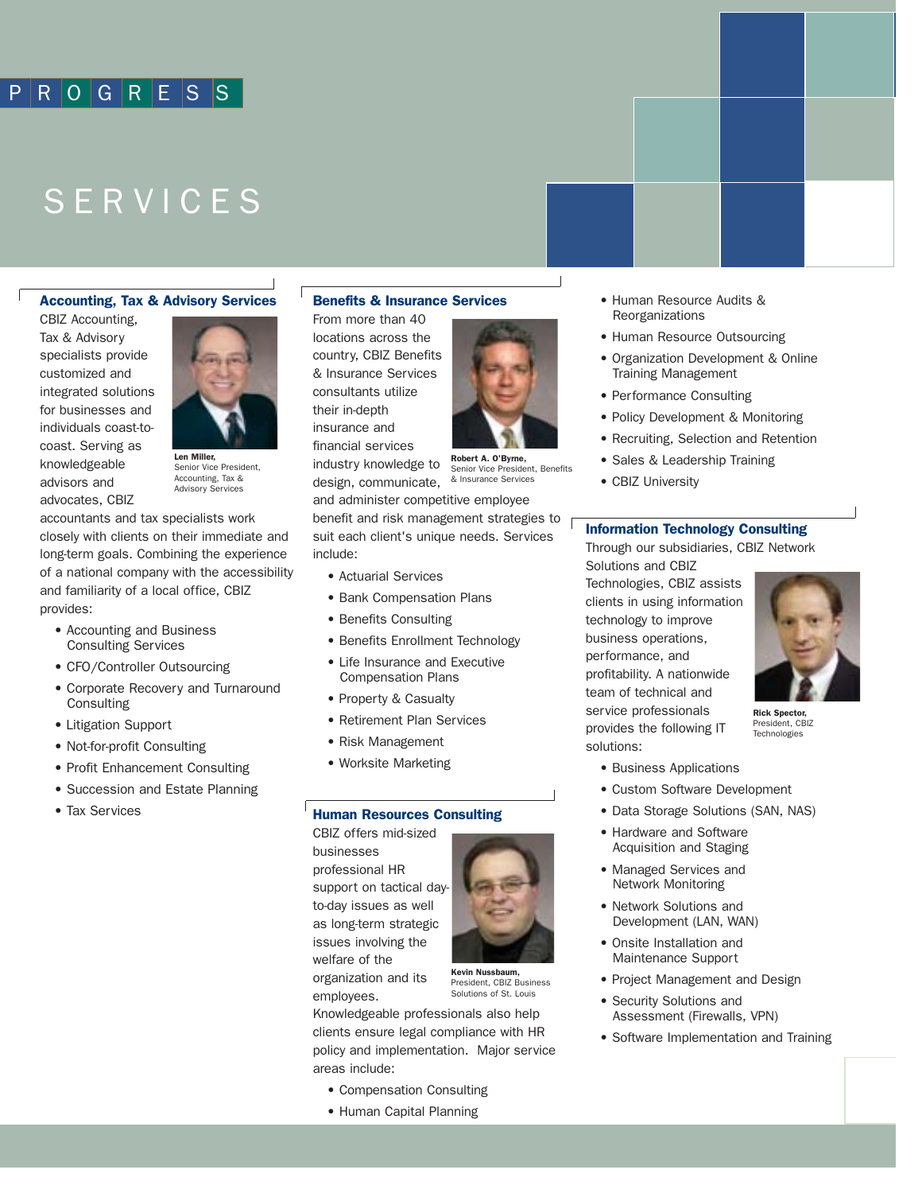PROGRESS

# SERVICES

## Accounting, Tax & Advisory Services

CBIZ Accounting, Tax & Advisory specialists provide customized and integrated solutions for businesses and individuals coast-to-coast. Serving as knowledgeable advisors and advocates, CBIZ accountants and tax specialists work closely with clients on their immediate and long-term goals. Combining the experience of a national company with the accessibility and familiarity of a local office, CBIZ provides:

**Len Miller,**
Senior Vice President, Accounting, Tax & Advisory Services

- Accounting and Business Consulting Services
- CFO/Controller Outsourcing
- Corporate Recovery and Turnaround Consulting
- Litigation Support
- Not-for-profit Consulting
- Profit Enhancement Consulting
- Succession and Estate Planning
- Tax Services

## Benefits & Insurance Services

From more than 40 locations across the country, CBIZ Benefits & Insurance Services consultants utilize their in-depth insurance and financial services industry knowledge to design, communicate, and administer competitive employee benefit and risk management strategies to suit each client's unique needs. Services include:

**Robert A. O'Byrne,**
Senior Vice President, Benefits & Insurance Services

- Actuarial Services
- Bank Compensation Plans
- Benefits Consulting
- Benefits Enrollment Technology
- Life Insurance and Executive Compensation Plans
- Property & Casualty
- Retirement Plan Services
- Risk Management
- Worksite Marketing

## Human Resources Consulting

CBIZ offers mid-sized businesses professional HR support on tactical day-to-day issues as well as long-term strategic issues involving the welfare of the organization and its employees. Knowledgeable professionals also help clients ensure legal compliance with HR policy and implementation. Major service areas include:

**Kevin Nussbaum,**
President, CBIZ Business Solutions of St. Louis

- Compensation Consulting
- Human Capital Planning
- Human Resource Audits & Reorganizations
- Human Resource Outsourcing
- Organization Development & Online Training Management
- Performance Consulting
- Policy Development & Monitoring
- Recruiting, Selection and Retention
- Sales & Leadership Training
- CBIZ University

## Information Technology Consulting

Through our subsidiaries, CBIZ Network Solutions and CBIZ Technologies, CBIZ assists clients in using information technology to improve business operations, performance, and profitability. A nationwide team of technical and service professionals provides the following IT solutions:

**Rick Spector,**
President, CBIZ Technologies

- Business Applications
- Custom Software Development
- Data Storage Solutions (SAN, NAS)
- Hardware and Software Acquisition and Staging
- Managed Services and Network Monitoring
- Network Solutions and Development (LAN, WAN)
- Onsite Installation and Maintenance Support
- Project Management and Design
- Security Solutions and Assessment (Firewalls, VPN)
- Software Implementation and Training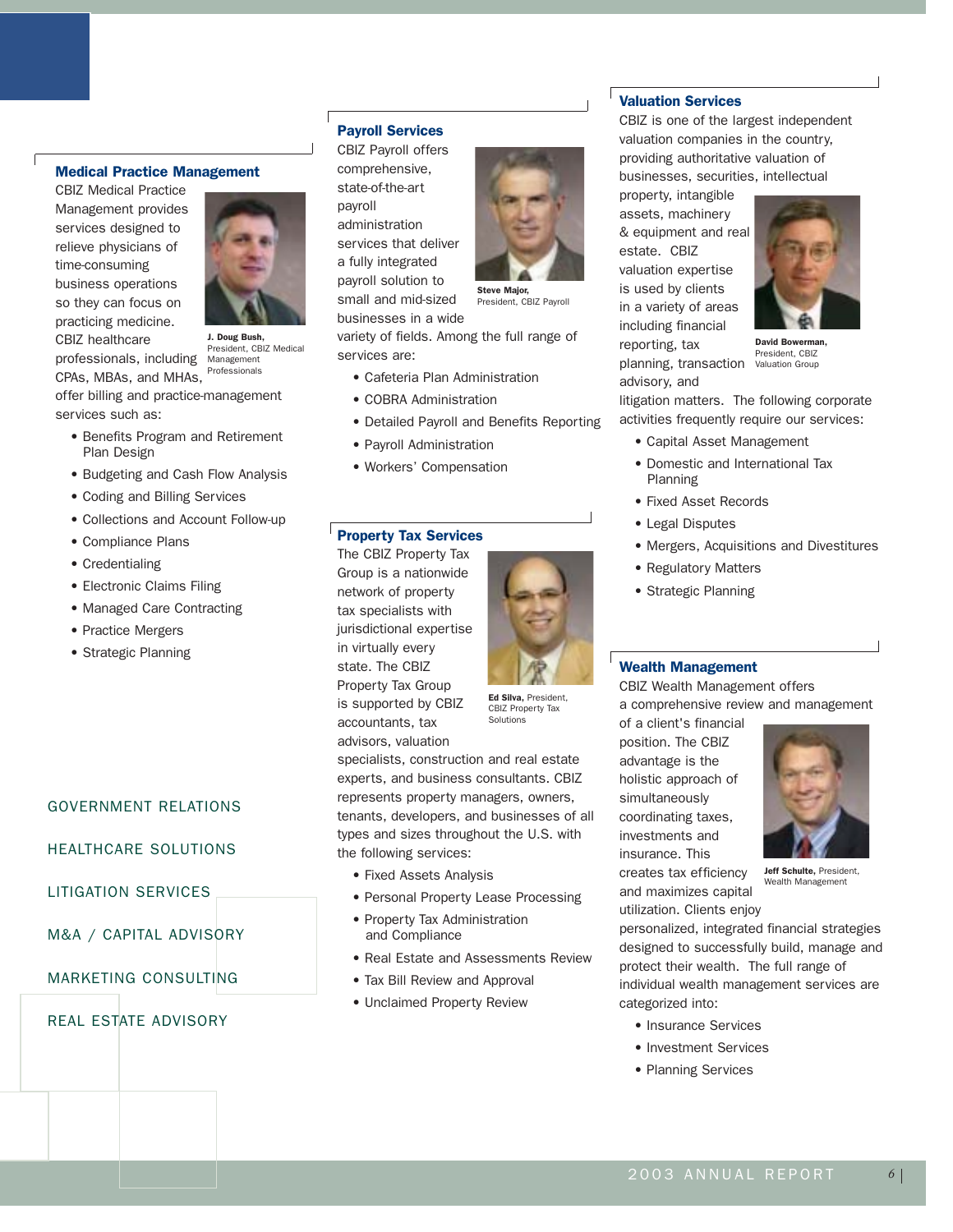## Medical Practice Management

CBIZ Medical Practice Management provides services designed to relieve physicians of time-consuming business operations so they can focus on practicing medicine. CBIZ healthcare professionals, including CPAs, MBAs, and MHAs, offer billing and practice-management services such as:

- Benefits Program and Retirement Plan Design
- Budgeting and Cash Flow Analysis
- Coding and Billing Services
- Collections and Account Follow-up
- Compliance Plans
- Credentialing
- Electronic Claims Filing
- Managed Care Contracting
- Practice Mergers
- Strategic Planning

**J. Doug Bush,** President, CBIZ Medical Management Professionals

GOVERNMENT RELATIONS

HEALTHCARE SOLUTIONS

LITIGATION SERVICES

M&A / CAPITAL ADVISORY

MARKETING CONSULTING

REAL ESTATE ADVISORY

## Payroll Services

CBIZ Payroll offers comprehensive, state-of-the-art payroll administration services that deliver a fully integrated payroll solution to small and mid-sized businesses in a wide variety of fields. Among the full range of services are:

- Cafeteria Plan Administration
- COBRA Administration
- Detailed Payroll and Benefits Reporting
- Payroll Administration
- Workers' Compensation

**Steve Major,** President, CBIZ Payroll

## Property Tax Services

The CBIZ Property Tax Group is a nationwide network of property tax specialists with jurisdictional expertise in virtually every state. The CBIZ Property Tax Group is supported by CBIZ accountants, tax advisors, valuation specialists, construction and real estate experts, and business consultants. CBIZ represents property managers, owners, tenants, developers, and businesses of all types and sizes throughout the U.S. with the following services:

- Fixed Assets Analysis
- Personal Property Lease Processing
- Property Tax Administration and Compliance
- Real Estate and Assessments Review
- Tax Bill Review and Approval
- Unclaimed Property Review

**Ed Silva,** President, CBIZ Property Tax Solutions

## Valuation Services

CBIZ is one of the largest independent valuation companies in the country, providing authoritative valuation of businesses, securities, intellectual property, intangible assets, machinery & equipment and real estate. CBIZ valuation expertise is used by clients in a variety of areas including financial reporting, tax planning, transaction advisory, and litigation matters. The following corporate activities frequently require our services:

- Capital Asset Management
- Domestic and International Tax Planning
- Fixed Asset Records
- Legal Disputes
- Mergers, Acquisitions and Divestitures
- Regulatory Matters
- Strategic Planning

**David Bowerman,** President, CBIZ Valuation Group

## Wealth Management

CBIZ Wealth Management offers a comprehensive review and management of a client's financial position. The CBIZ advantage is the holistic approach of simultaneously coordinating taxes, investments and insurance. This creates tax efficiency and maximizes capital utilization. Clients enjoy personalized, integrated financial strategies designed to successfully build, manage and protect their wealth. The full range of individual wealth management services are categorized into:

- Insurance Services
- Investment Services
- Planning Services

**Jeff Schulte,** President, Wealth Management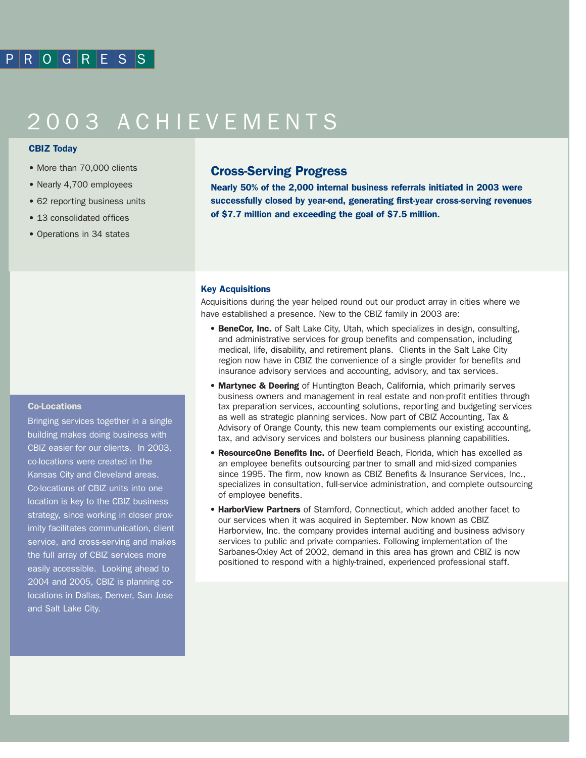PROGRESS

# 2003 ACHIEVEMENTS

### CBIZ Today

- More than 70,000 clients
- Nearly 4,700 employees
- 62 reporting business units
- 13 consolidated offices
- Operations in 34 states

## Cross-Serving Progress

**Nearly 50% of the 2,000 internal business referrals initiated in 2003 were successfully closed by year-end, generating first-year cross-serving revenues of $7.7 million and exceeding the goal of $7.5 million.**

### Key Acquisitions

Acquisitions during the year helped round out our product array in cities where we have established a presence. New to the CBIZ family in 2003 are:

- **BeneCor, Inc.** of Salt Lake City, Utah, which specializes in design, consulting, and administrative services for group benefits and compensation, including medical, life, disability, and retirement plans. Clients in the Salt Lake City region now have in CBIZ the convenience of a single provider for benefits and insurance advisory services and accounting, advisory, and tax services.
- **Martynec & Deering** of Huntington Beach, California, which primarily serves business owners and management in real estate and non-profit entities through tax preparation services, accounting solutions, reporting and budgeting services as well as strategic planning services. Now part of CBIZ Accounting, Tax & Advisory of Orange County, this new team complements our existing accounting, tax, and advisory services and bolsters our business planning capabilities.
- **ResourceOne Benefits Inc.** of Deerfield Beach, Florida, which has excelled as an employee benefits outsourcing partner to small and mid-sized companies since 1995. The firm, now known as CBIZ Benefits & Insurance Services, Inc., specializes in consultation, full-service administration, and complete outsourcing of employee benefits.
- **HarborView Partners** of Stamford, Connecticut, which added another facet to our services when it was acquired in September. Now known as CBIZ Harborview, Inc. the company provides internal auditing and business advisory services to public and private companies. Following implementation of the Sarbanes-Oxley Act of 2002, demand in this area has grown and CBIZ is now positioned to respond with a highly-trained, experienced professional staff.

### Co-Locations

Bringing services together in a single building makes doing business with CBIZ easier for our clients. In 2003, co-locations were created in the Kansas City and Cleveland areas. Co-locations of CBIZ units into one location is key to the CBIZ business strategy, since working in closer proximity facilitates communication, client service, and cross-serving and makes the full array of CBIZ services more easily accessible. Looking ahead to 2004 and 2005, CBIZ is planning co-locations in Dallas, Denver, San Jose and Salt Lake City.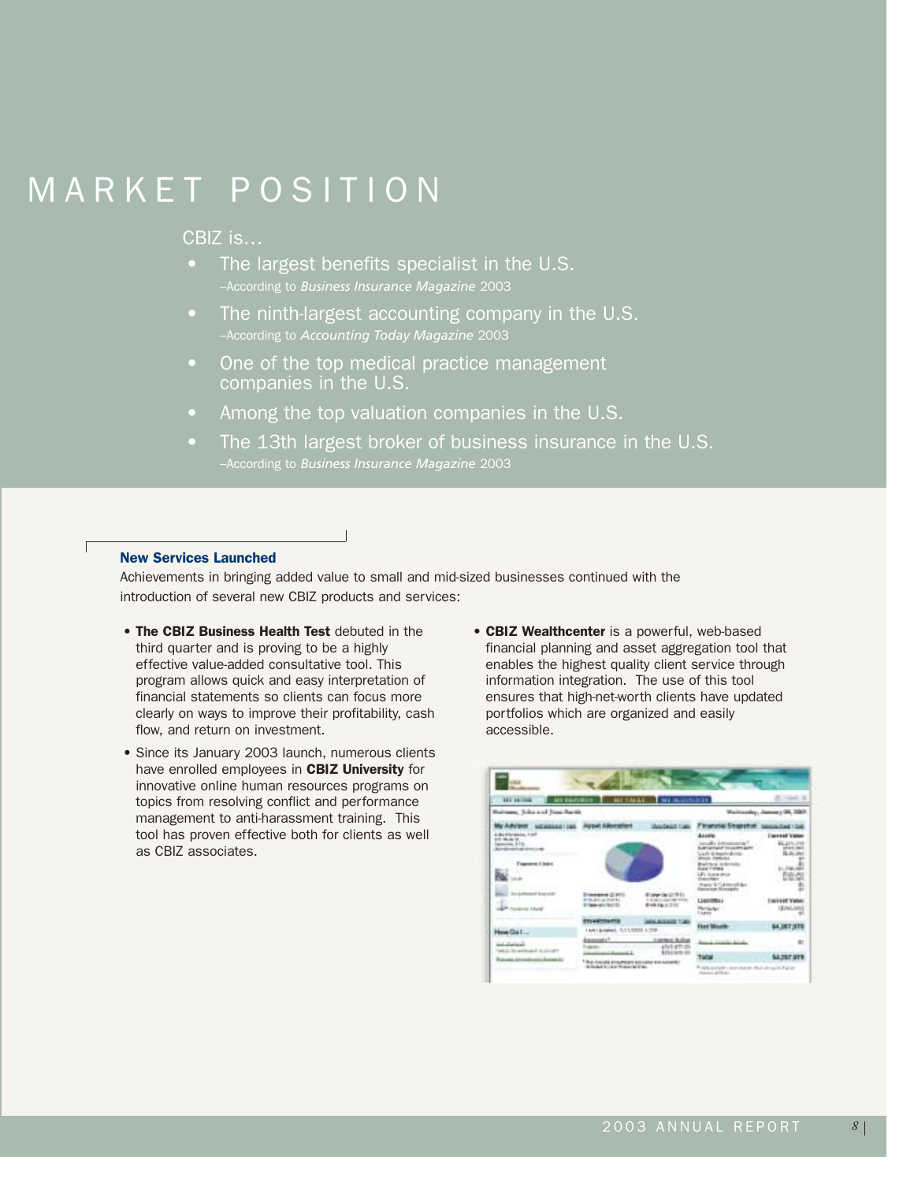# MARKET POSITION

CBIZ is...

- The largest benefits specialist in the U.S.
  –According to *Business Insurance Magazine* 2003
- The ninth-largest accounting company in the U.S.
  –According to *Accounting Today Magazine* 2003
- One of the top medical practice management companies in the U.S.
- Among the top valuation companies in the U.S.
- The 13th largest broker of business insurance in the U.S.
  –According to *Business Insurance Magazine* 2003

### New Services Launched

Achievements in bringing added value to small and mid-sized businesses continued with the introduction of several new CBIZ products and services:

- **The CBIZ Business Health Test** debuted in the third quarter and is proving to be a highly effective value-added consultative tool. This program allows quick and easy interpretation of financial statements so clients can focus more clearly on ways to improve their profitability, cash flow, and return on investment.
- Since its January 2003 launch, numerous clients have enrolled employees in **CBIZ University** for innovative online human resources programs on topics from resolving conflict and performance management to anti-harassment training. This tool has proven effective both for clients as well as CBIZ associates.
- **CBIZ Wealthcenter** is a powerful, web-based financial planning and asset aggregation tool that enables the highest quality client service through information integration. The use of this tool ensures that high-net-worth clients have updated portfolios which are organized and easily accessible.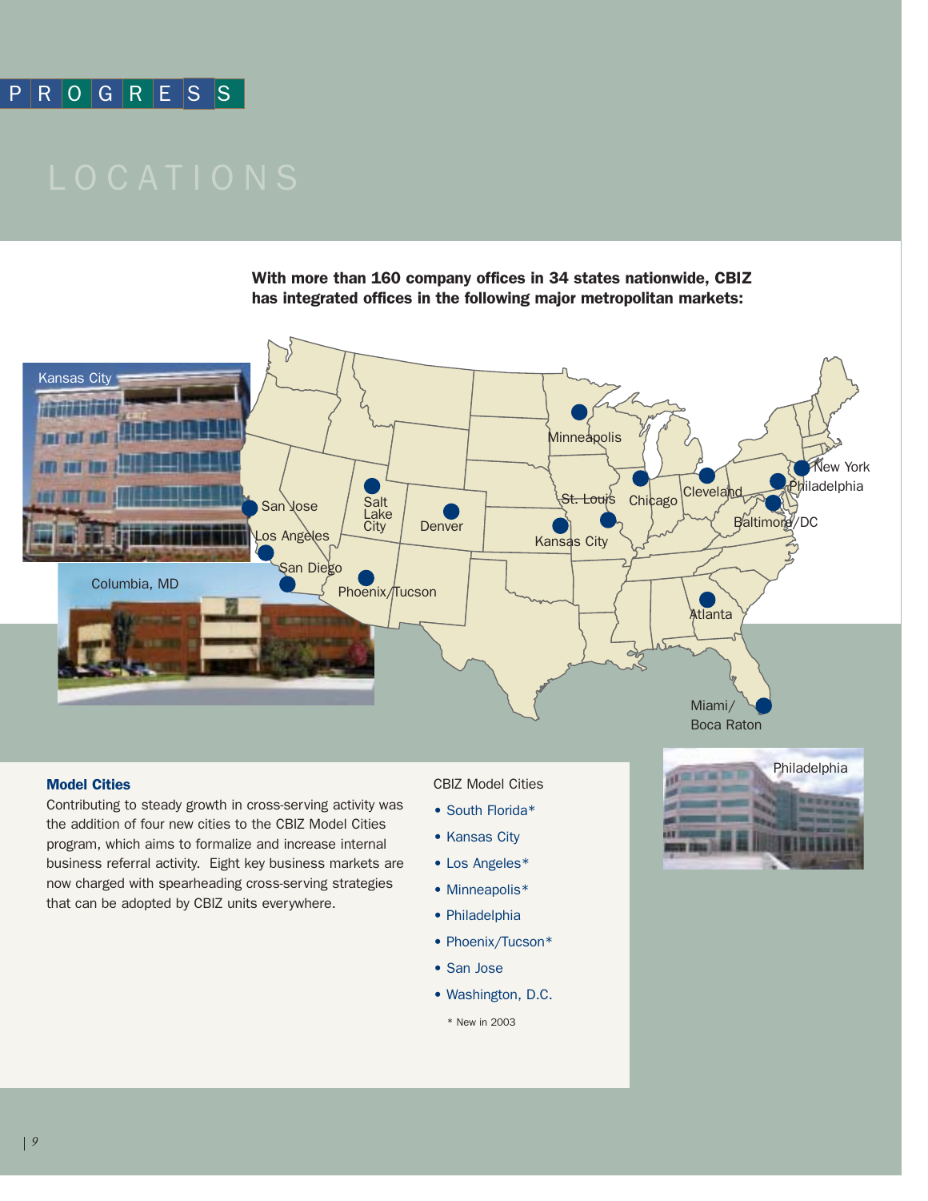# PROGRESS

## LOCATIONS

**With more than 160 company offices in 34 states nationwide, CBIZ has integrated offices in the following major metropolitan markets:**

Kansas City

Columbia, MD

Minneapolis, San Jose, Salt Lake City, Denver, St. Louis, Chicago, Cleveland, New York, Philadelphia, Baltimore/DC, Los Angeles, San Diego, Phoenix/Tucson, Kansas City, Atlanta, Miami/Boca Raton

Philadelphia

### Model Cities

Contributing to steady growth in cross-serving activity was the addition of four new cities to the CBIZ Model Cities program, which aims to formalize and increase internal business referral activity. Eight key business markets are now charged with spearheading cross-serving strategies that can be adopted by CBIZ units everywhere.

CBIZ Model Cities

- South Florida*
- Kansas City
- Los Angeles*
- Minneapolis*
- Philadelphia
- Phoenix/Tucson*
- San Jose
- Washington, D.C.

\* New in 2003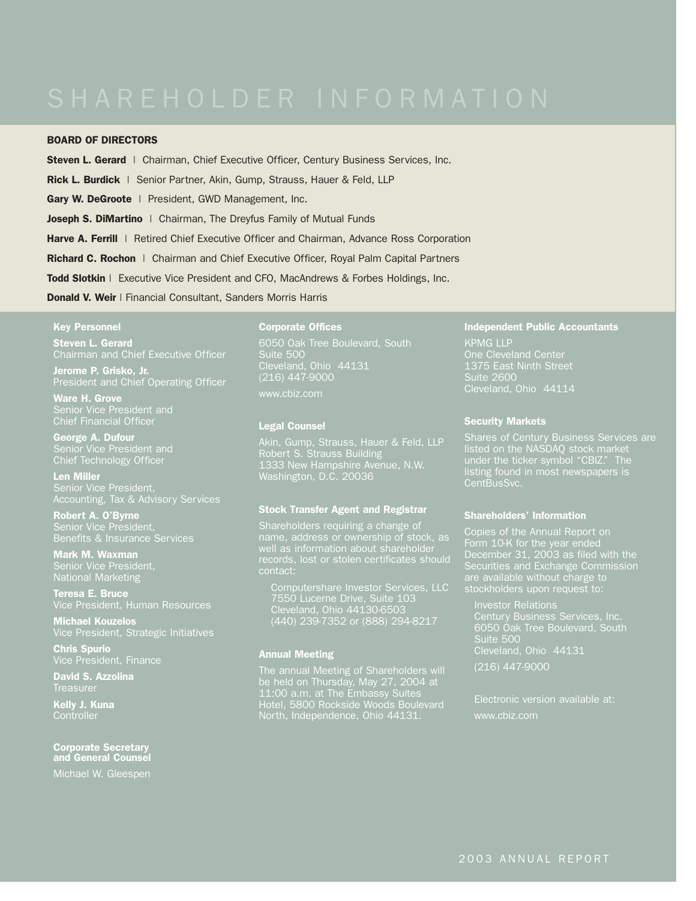# SHAREHOLDER INFORMATION

## BOARD OF DIRECTORS

**Steven L. Gerard** | Chairman, Chief Executive Officer, Century Business Services, Inc.

**Rick L. Burdick** | Senior Partner, Akin, Gump, Strauss, Hauer & Feld, LLP

**Gary W. DeGroote** | President, GWD Management, Inc.

**Joseph S. DiMartino** | Chairman, The Dreyfus Family of Mutual Funds

**Harve A. Ferrill** | Retired Chief Executive Officer and Chairman, Advance Ross Corporation

**Richard C. Rochon** | Chairman and Chief Executive Officer, Royal Palm Capital Partners

**Todd Slotkin** | Executive Vice President and CFO, MacAndrews & Forbes Holdings, Inc.

**Donald V. Weir** | Financial Consultant, Sanders Morris Harris

### Key Personnel

**Steven L. Gerard**
Chairman and Chief Executive Officer

**Jerome P. Grisko, Jr.**
President and Chief Operating Officer

**Ware H. Grove**
Senior Vice President and
Chief Financial Officer

**George A. Dufour**
Senior Vice President and
Chief Technology Officer

**Len Miller**
Senior Vice President,
Accounting, Tax & Advisory Services

**Robert A. O'Byrne**
Senior Vice President,
Benefits & Insurance Services

**Mark M. Waxman**
Senior Vice President,
National Marketing

**Teresa E. Bruce**
Vice President, Human Resources

**Michael Kouzelos**
Vice President, Strategic Initiatives

**Chris Spurio**
Vice President, Finance

**David S. Azzolina**
Treasurer

**Kelly J. Kuna**
Controller

### Corporate Secretary and General Counsel

Michael W. Gleespen

### Corporate Offices

6050 Oak Tree Boulevard, South
Suite 500
Cleveland, Ohio 44131
(216) 447-9000

www.cbiz.com

### Legal Counsel

Akin, Gump, Strauss, Hauer & Feld, LLP
Robert S. Strauss Building
1333 New Hampshire Avenue, N.W.
Washington, D.C. 20036

### Stock Transfer Agent and Registrar

Shareholders requiring a change of name, address or ownership of stock, as well as information about shareholder records, lost or stolen certificates should contact:

Computershare Investor Services, LLC
7550 Lucerne Drive, Suite 103
Cleveland, Ohio 44130-6503
(440) 239-7352 or (888) 294-8217

### Annual Meeting

The annual Meeting of Shareholders will be held on Thursday, May 27, 2004 at 11:00 a.m. at The Embassy Suites Hotel, 5800 Rockside Woods Boulevard North, Independence, Ohio 44131.

### Independent Public Accountants

KPMG LLP
One Cleveland Center
1375 East Ninth Street
Suite 2600
Cleveland, Ohio 44114

### Security Markets

Shares of Century Business Services are listed on the NASDAQ stock market under the ticker symbol "CBIZ." The listing found in most newspapers is CentBusSvc.

### Shareholders' Information

Copies of the Annual Report on Form 10-K for the year ended December 31, 2003 as filed with the Securities and Exchange Commission are available without charge to stockholders upon request to:

Investor Relations
Century Business Services, Inc.
6050 Oak Tree Boulevard, South
Suite 500
Cleveland, Ohio 44131

(216) 447-9000

Electronic version available at:

www.cbiz.com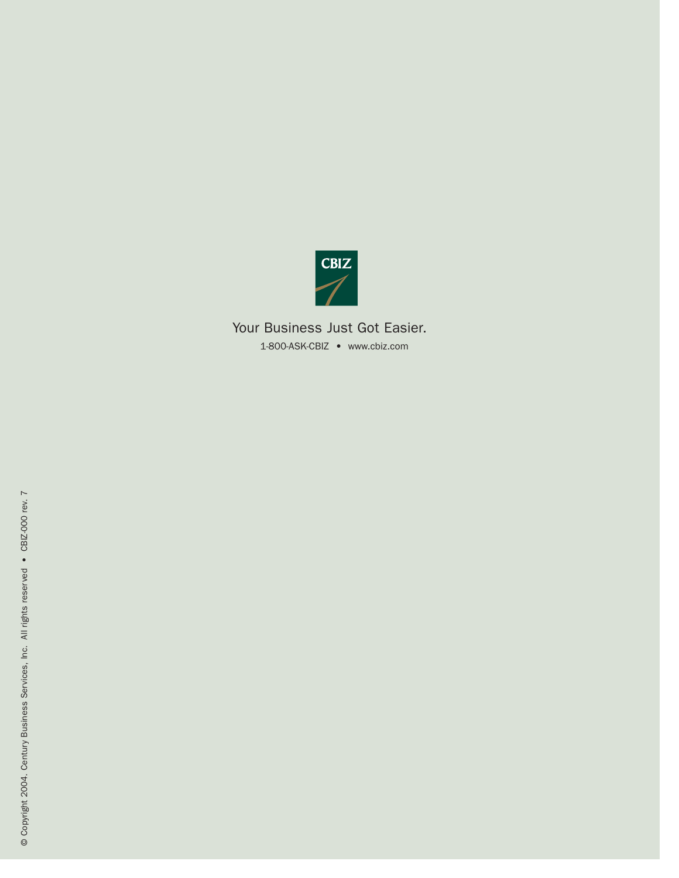CBIZ

Your Business Just Got Easier.

1-800-ASK-CBIZ • www.cbiz.com

© Copyright 2004. Century Business Services, Inc. All rights reserved • CBIZ-000 rev. 7